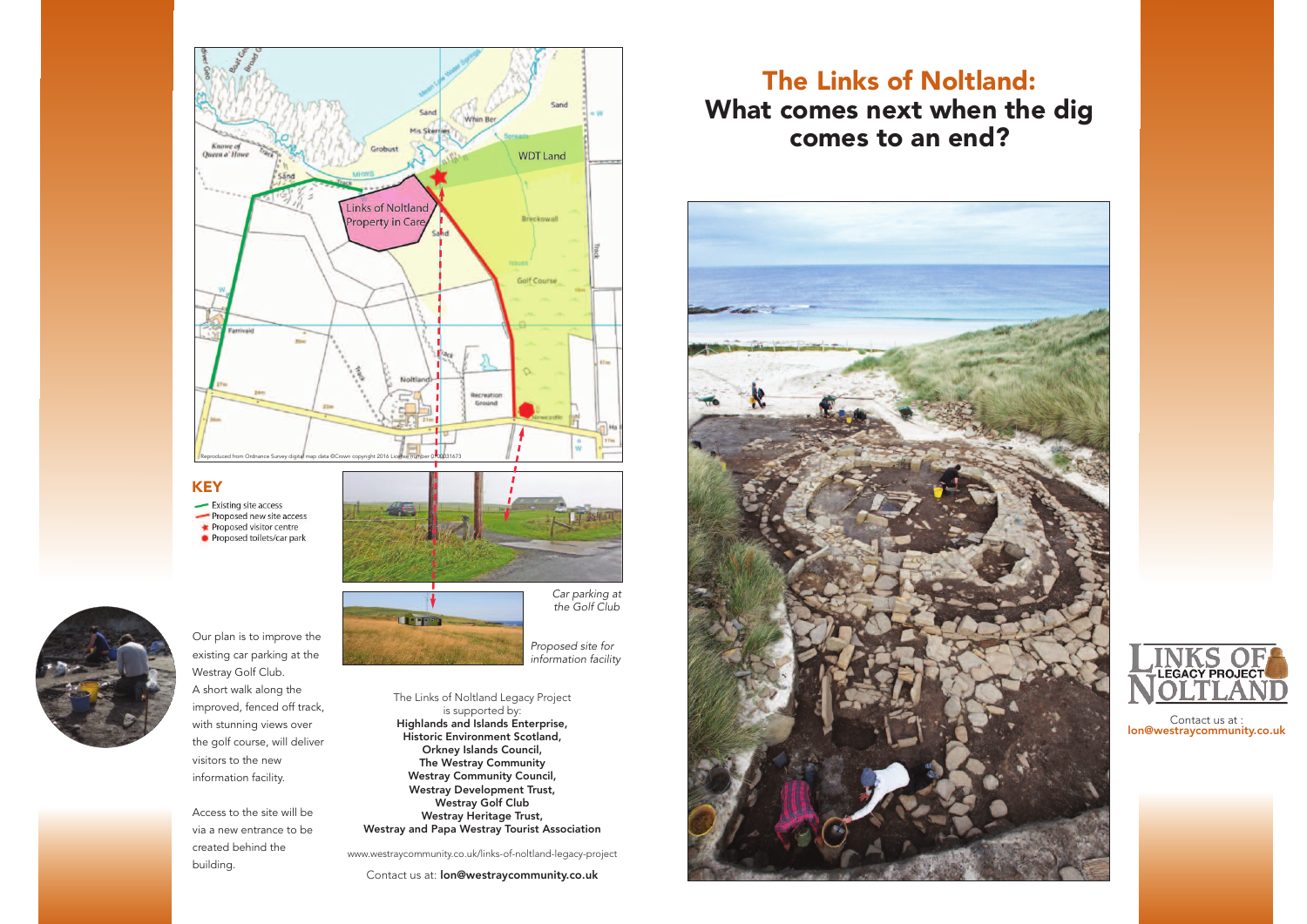# The Links of Noltland:
## What comes next when the dig comes to an end?

**KEY**

- Existing site access
- Proposed new site access
- Proposed visitor centre
- Proposed toilets/car park

Reproduced from Ordnance Survey digital map data ©Crown copyright 2016 Licence number 0100031673

*Car parking at the Golf Club*

*Proposed site for information facility*

Our plan is to improve the existing car parking at the Westray Golf Club. A short walk along the improved, fenced off track, with stunning views over the golf course, will deliver visitors to the new information facility.

Access to the site will be via a new entrance to be created behind the building.

The Links of Noltland Legacy Project is supported by:
**Highlands and Islands Enterprise,**
**Historic Environment Scotland,**
**Orkney Islands Council,**
**The Westray Community**
**Westray Community Council,**
**Westray Development Trust,**
**Westray Golf Club**
**Westray Heritage Trust,**
**Westray and Papa Westray Tourist Association**

www.westraycommunity.co.uk/links-of-noltland-legacy-project

Contact us at: **lon@westraycommunity.co.uk**

LINKS OF NOLTLAND LEGACY PROJECT

Contact us at :
**lon@westraycommunity.co.uk**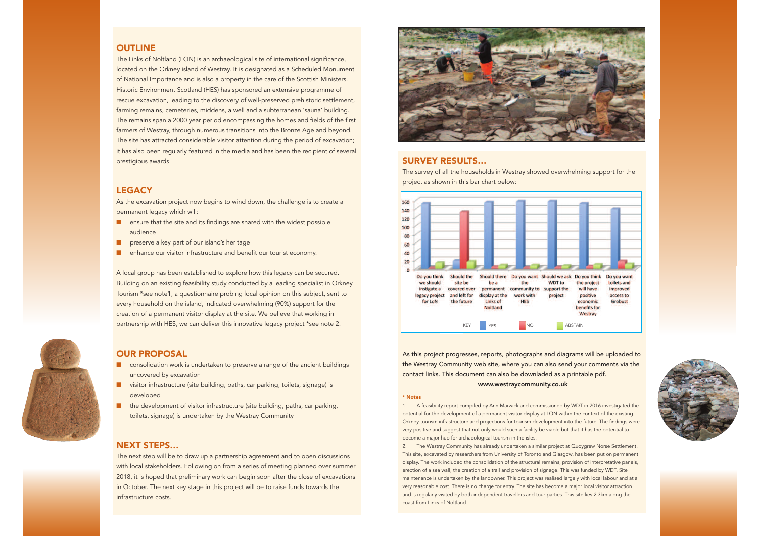## OUTLINE

The Links of Noltland (LON) is an archaeological site of international significance, located on the Orkney island of Westray. It is designated as a Scheduled Monument of National Importance and is also a property in the care of the Scottish Ministers. Historic Environment Scotland (HES) has sponsored an extensive programme of rescue excavation, leading to the discovery of well-preserved prehistoric settlement, farming remains, cemeteries, middens, a well and a subterranean 'sauna' building. The remains span a 2000 year period encompassing the homes and fields of the first farmers of Westray, through numerous transitions into the Bronze Age and beyond. The site has attracted considerable visitor attention during the period of excavation; it has also been regularly featured in the media and has been the recipient of several prestigious awards.

## LEGACY

As the excavation project now begins to wind down, the challenge is to create a permanent legacy which will:

- ensure that the site and its findings are shared with the widest possible audience
- preserve a key part of our island's heritage
- enhance our visitor infrastructure and benefit our tourist economy.

A local group has been established to explore how this legacy can be secured. Building on an existing feasibility study conducted by a leading specialist in Orkney Tourism *see note1, a questionnaire probing local opinion on this subject, sent to every household on the island, indicated overwhelming (90%) support for the creation of a permanent visitor display at the site. We believe that working in partnership with HES, we can deliver this innovative legacy project *see note 2.

## OUR PROPOSAL

- consolidation work is undertaken to preserve a range of the ancient buildings uncovered by excavation
- visitor infrastructure (site building, paths, car parking, toilets, signage) is developed
- the development of visitor infrastructure (site building, paths, car parking, toilets, signage) is undertaken by the Westray Community

## NEXT STEPS...

The next step will be to draw up a partnership agreement and to open discussions with local stakeholders. Following on from a series of meeting planned over summer 2018, it is hoped that preliminary work can begin soon after the close of excavations in October. The next key stage in this project will be to raise funds towards the infrastructure costs.

## SURVEY RESULTS...

The survey of all the households in Westray showed overwhelming support for the project as shown in this bar chart below:

160
140
120
100
80
60
40
20
0

Do you think we should instigate a legacy project for LoN
Should the site be covered over and left for the future
Should there be a permanent display at the Links of Noltland
Do you want the community to work with HES
Should we ask WDT to support the project
Do you think the project will have positive economic benefits for Westray
Do you want toilets and improved access to Grobust

KEY YES NO ABSTAIN

As this project progresses, reports, photographs and diagrams will be uploaded to the Westray Community web site, where you can also send your comments via the contact links. This document can also be downloaded as a printable pdf.

**www.westraycommunity.co.uk**

**\* Notes**

1. A feasibility report compiled by Ann Marwick and commissioned by WDT in 2016 investigated the potential for the development of a permanent visitor display at LON within the context of the existing Orkney tourism infrastructure and projections for tourism development into the future. The findings were very positive and suggest that not only would such a facility be viable but that it has the potential to become a major hub for archaeological tourism in the isles.

2. The Westray Community has already undertaken a similar project at Quoygrew Norse Settlement. This site, excavated by researchers from University of Toronto and Glasgow, has been put on permanent display. The work included the consolidation of the structural remains, provision of interpretative panels, erection of a sea wall, the creation of a trail and provision of signage. This was funded by WDT. Site maintenance is undertaken by the landowner. This project was realised largely with local labour and at a very reasonable cost. There is no charge for entry. The site has become a major local visitor attraction and is regularly visited by both independent travellers and tour parties. This site lies 2.3km along the coast from Links of Noltland.